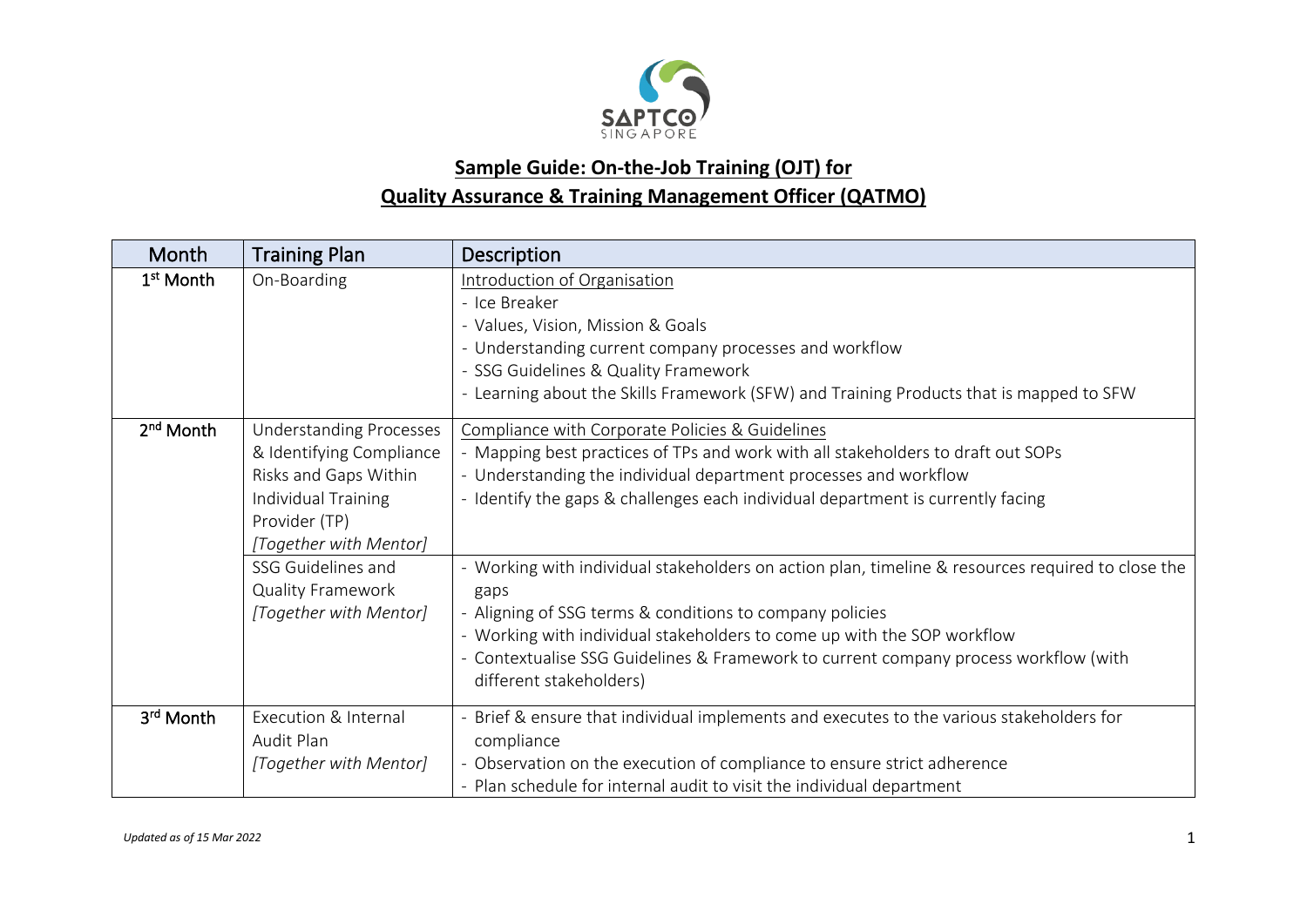SAPTCO SINGAPORE

## **Sample Guide: On-the-Job Training (OJT) for Quality Assurance & Training Management Officer (QATMO)**

| Month | Training Plan | Description |
|---|---|---|
| 1st Month | On-Boarding | Introduction of Organisation<br>- Ice Breaker<br>- Values, Vision, Mission & Goals<br>- Understanding current company processes and workflow<br>- SSG Guidelines & Quality Framework<br>- Learning about the Skills Framework (SFW) and Training Products that is mapped to SFW |
| 2nd Month | Understanding Processes & Identifying Compliance Risks and Gaps Within Individual Training Provider (TP)<br>*[Together with Mentor]* | Compliance with Corporate Policies & Guidelines<br>- Mapping best practices of TPs and work with all stakeholders to draft out SOPs<br>- Understanding the individual department processes and workflow<br>- Identify the gaps & challenges each individual department is currently facing |
| | SSG Guidelines and Quality Framework<br>*[Together with Mentor]* | - Working with individual stakeholders on action plan, timeline & resources required to close the gaps<br>- Aligning of SSG terms & conditions to company policies<br>- Working with individual stakeholders to come up with the SOP workflow<br>- Contextualise SSG Guidelines & Framework to current company process workflow (with different stakeholders) |
| 3rd Month | Execution & Internal Audit Plan<br>*[Together with Mentor]* | - Brief & ensure that individual implements and executes to the various stakeholders for compliance<br>- Observation on the execution of compliance to ensure strict adherence<br>- Plan schedule for internal audit to visit the individual department |

*Updated as of 15 Mar 2022*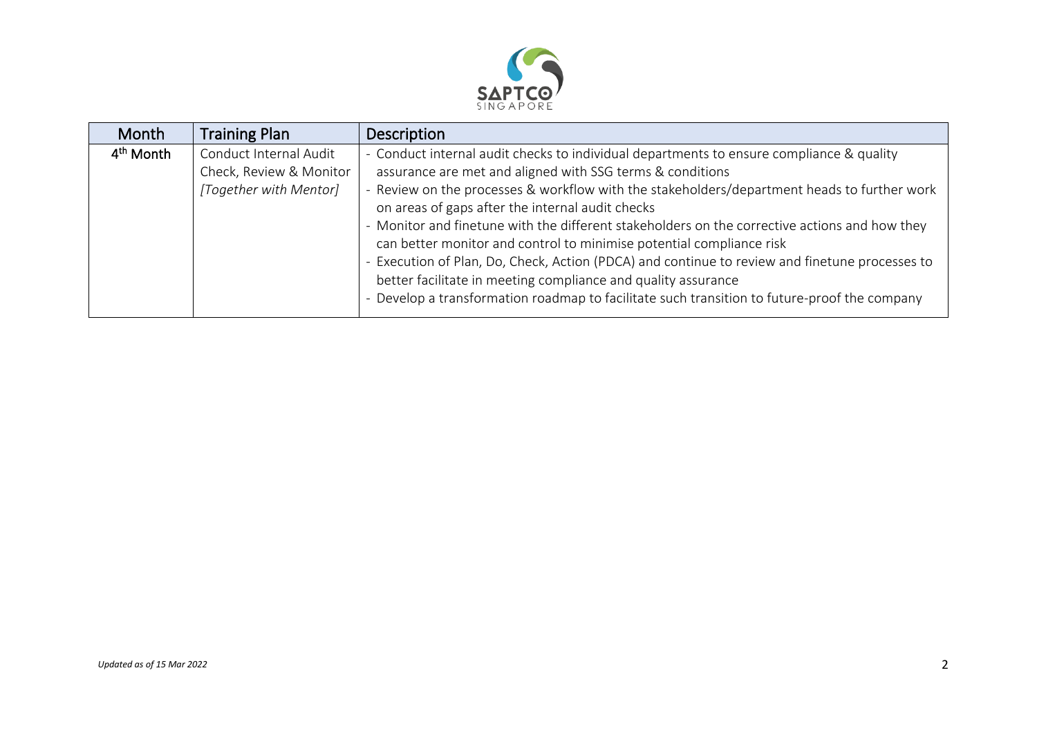| Month | Training Plan | Description |
|---|---|---|
| 4th Month | Conduct Internal Audit Check, Review & Monitor *[Together with Mentor]* | - Conduct internal audit checks to individual departments to ensure compliance & quality assurance are met and aligned with SSG terms & conditions<br>- Review on the processes & workflow with the stakeholders/department heads to further work on areas of gaps after the internal audit checks<br>- Monitor and finetune with the different stakeholders on the corrective actions and how they can better monitor and control to minimise potential compliance risk<br>- Execution of Plan, Do, Check, Action (PDCA) and continue to review and finetune processes to better facilitate in meeting compliance and quality assurance<br>- Develop a transformation roadmap to facilitate such transition to future-proof the company |

*Updated as of 15 Mar 2022*